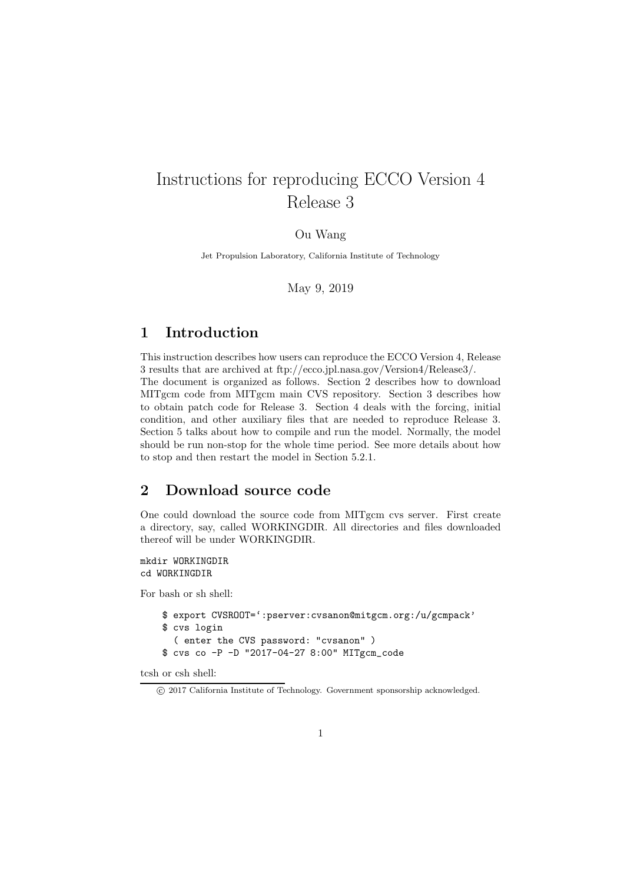# Instructions for reproducing ECCO Version 4 Release 3

Ou Wang

Jet Propulsion Laboratory, California Institute of Technology

May 9, 2019

## 1 Introduction

This instruction describes how users can reproduce the ECCO Version 4, Release 3 results that are archived at ftp://ecco.jpl.nasa.gov/Version4/Release3/.
The document is organized as follows. Section 2 describes how to download MITgcm code from MITgcm main CVS repository. Section 3 describes how to obtain patch code for Release 3. Section 4 deals with the forcing, initial condition, and other auxiliary files that are needed to reproduce Release 3. Section 5 talks about how to compile and run the model. Normally, the model should be run non-stop for the whole time period. See more details about how to stop and then restart the model in Section 5.2.1.

## 2 Download source code

One could download the source code from MITgcm cvs server. First create a directory, say, called WORKINGDIR. All directories and files downloaded thereof will be under WORKINGDIR.

```
mkdir WORKINGDIR
cd WORKINGDIR
```

For bash or sh shell:

```
$ export CVSROOT=':pserver:cvsanon@mitgcm.org:/u/gcmpack'
$ cvs login
  ( enter the CVS password: "cvsanon" )
$ cvs co -P -D "2017-04-27 8:00" MITgcm_code
```

tcsh or csh shell:

© 2017 California Institute of Technology. Government sponsorship acknowledged.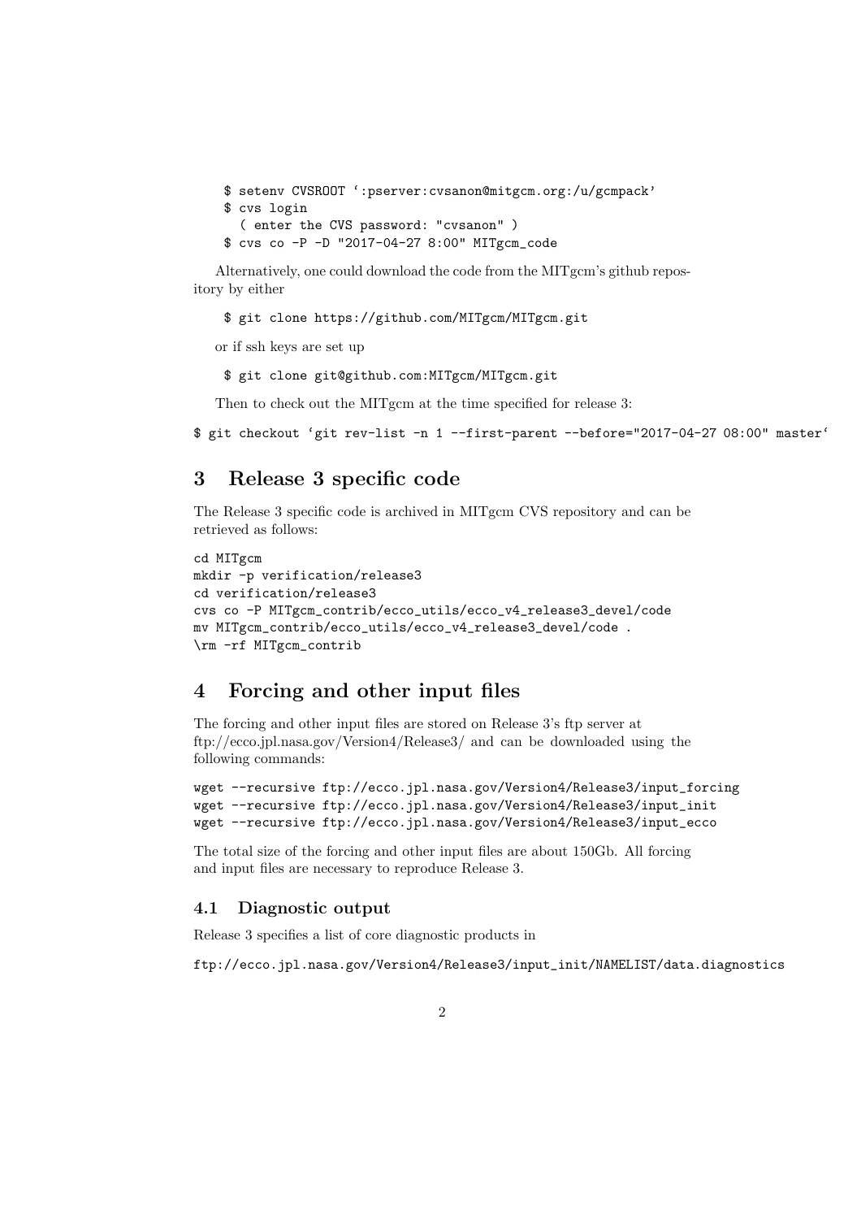```
$ setenv CVSROOT ':pserver:cvsanon@mitgcm.org:/u/gcmpack'
$ cvs login
  ( enter the CVS password: "cvsanon" )
$ cvs co -P -D "2017-04-27 8:00" MITgcm_code
```

Alternatively, one could download the code from the MITgcm's github repository by either

```
$ git clone https://github.com/MITgcm/MITgcm.git
```

or if ssh keys are set up

```
$ git clone git@github.com:MITgcm/MITgcm.git
```

Then to check out the MITgcm at the time specified for release 3:

```
$ git checkout `git rev-list -n 1 --first-parent --before="2017-04-27 08:00" master`
```

## 3 Release 3 specific code

The Release 3 specific code is archived in MITgcm CVS repository and can be retrieved as follows:

```
cd MITgcm
mkdir -p verification/release3
cd verification/release3
cvs co -P MITgcm_contrib/ecco_utils/ecco_v4_release3_devel/code
mv MITgcm_contrib/ecco_utils/ecco_v4_release3_devel/code .
\rm -rf MITgcm_contrib
```

## 4 Forcing and other input files

The forcing and other input files are stored on Release 3's ftp server at ftp://ecco.jpl.nasa.gov/Version4/Release3/ and can be downloaded using the following commands:

```
wget --recursive ftp://ecco.jpl.nasa.gov/Version4/Release3/input_forcing
wget --recursive ftp://ecco.jpl.nasa.gov/Version4/Release3/input_init
wget --recursive ftp://ecco.jpl.nasa.gov/Version4/Release3/input_ecco
```

The total size of the forcing and other input files are about 150Gb. All forcing and input files are necessary to reproduce Release 3.

### 4.1 Diagnostic output

Release 3 specifies a list of core diagnostic products in

ftp://ecco.jpl.nasa.gov/Version4/Release3/input_init/NAMELIST/data.diagnostics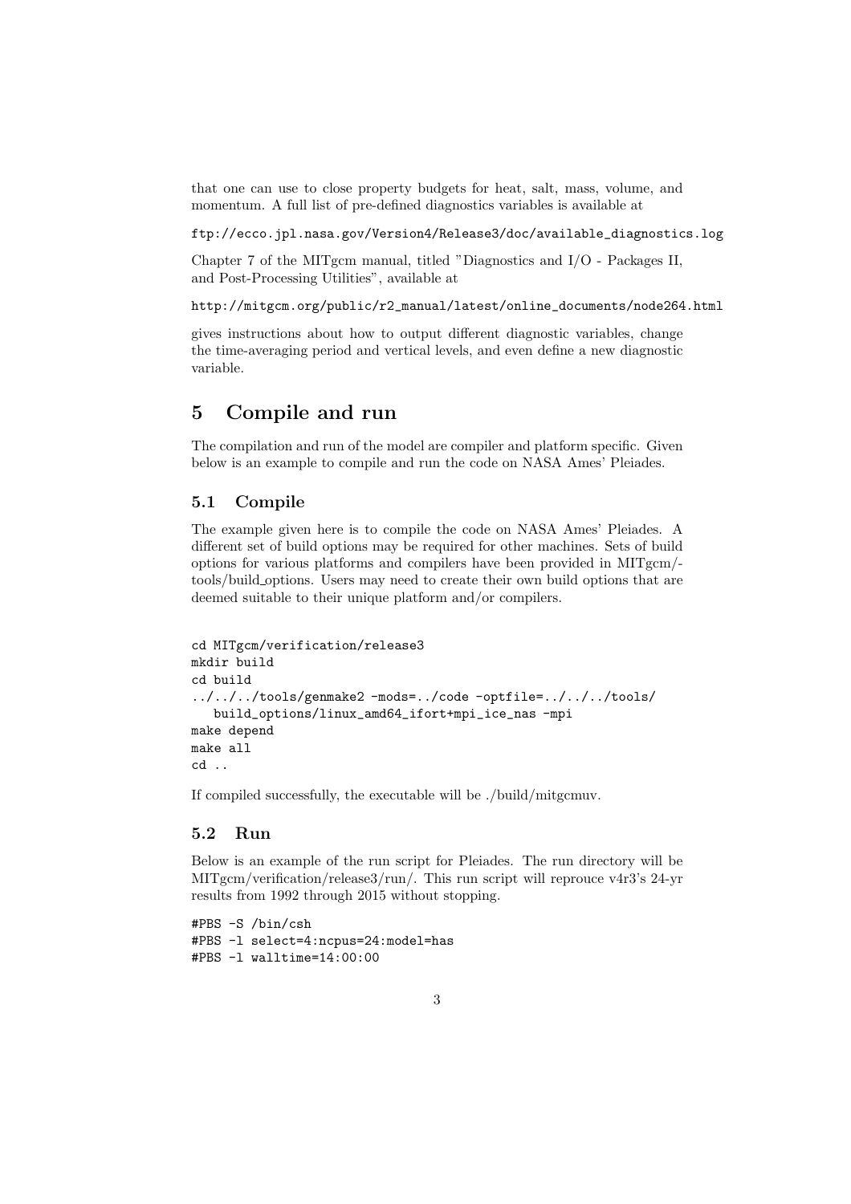that one can use to close property budgets for heat, salt, mass, volume, and momentum. A full list of pre-defined diagnostics variables is available at

`ftp://ecco.jpl.nasa.gov/Version4/Release3/doc/available_diagnostics.log`

Chapter 7 of the MITgcm manual, titled "Diagnostics and I/O - Packages II, and Post-Processing Utilities", available at

`http://mitgcm.org/public/r2_manual/latest/online_documents/node264.html`

gives instructions about how to output different diagnostic variables, change the time-averaging period and vertical levels, and even define a new diagnostic variable.

# 5 Compile and run

The compilation and run of the model are compiler and platform specific. Given below is an example to compile and run the code on NASA Ames' Pleiades.

## 5.1 Compile

The example given here is to compile the code on NASA Ames' Pleiades. A different set of build options may be required for other machines. Sets of build options for various platforms and compilers have been provided in MITgcm/tools/build_options. Users may need to create their own build options that are deemed suitable to their unique platform and/or compilers.

```
cd MITgcm/verification/release3
mkdir build
cd build
../../../tools/genmake2 -mods=../code -optfile=../../../tools/
   build_options/linux_amd64_ifort+mpi_ice_nas -mpi
make depend
make all
cd ..
```

If compiled successfully, the executable will be ./build/mitgcmuv.

## 5.2 Run

Below is an example of the run script for Pleiades. The run directory will be MITgcm/verification/release3/run/. This run script will reprouce v4r3's 24-yr results from 1992 through 2015 without stopping.

```
#PBS -S /bin/csh
#PBS -l select=4:ncpus=24:model=has
#PBS -l walltime=14:00:00
```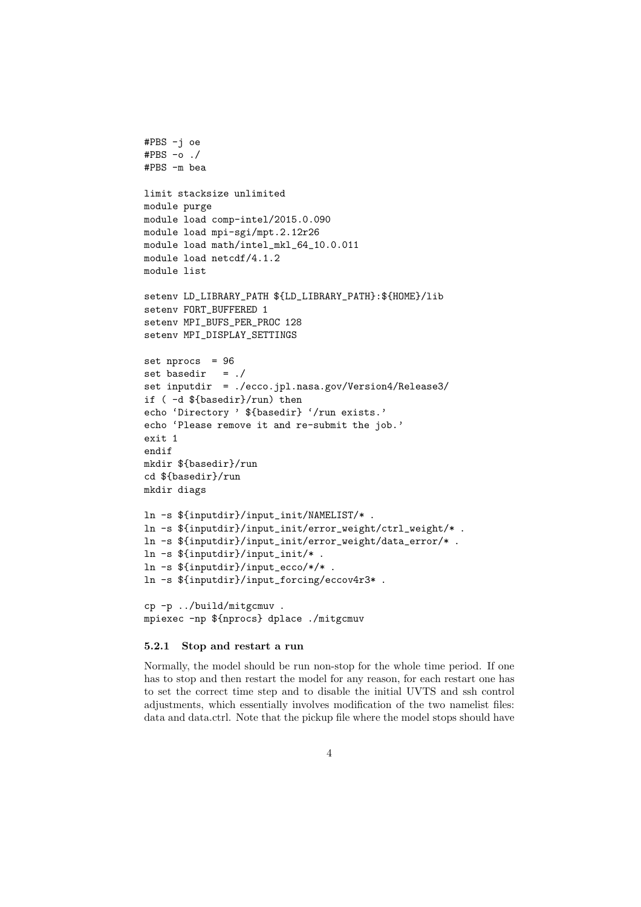```
#PBS -j oe
#PBS -o ./
#PBS -m bea

limit stacksize unlimited
module purge
module load comp-intel/2015.0.090
module load mpi-sgi/mpt.2.12r26
module load math/intel_mkl_64_10.0.011
module load netcdf/4.1.2
module list

setenv LD_LIBRARY_PATH ${LD_LIBRARY_PATH}:${HOME}/lib
setenv FORT_BUFFERED 1
setenv MPI_BUFS_PER_PROC 128
setenv MPI_DISPLAY_SETTINGS

set nprocs  = 96
set basedir   = ./
set inputdir  = ./ecco.jpl.nasa.gov/Version4/Release3/
if ( -d ${basedir}/run) then
echo 'Directory ' ${basedir} '/run exists.'
echo 'Please remove it and re-submit the job.'
exit 1
endif
mkdir ${basedir}/run
cd ${basedir}/run
mkdir diags

ln -s ${inputdir}/input_init/NAMELIST/* .
ln -s ${inputdir}/input_init/error_weight/ctrl_weight/* .
ln -s ${inputdir}/input_init/error_weight/data_error/* .
ln -s ${inputdir}/input_init/* .
ln -s ${inputdir}/input_ecco/*/* .
ln -s ${inputdir}/input_forcing/eccov4r3* .

cp -p ../build/mitgcmuv .
mpiexec -np ${nprocs} dplace ./mitgcmuv
```

### 5.2.1 Stop and restart a run

Normally, the model should be run non-stop for the whole time period. If one has to stop and then restart the model for any reason, for each restart one has to set the correct time step and to disable the initial UVTS and ssh control adjustments, which essentially involves modification of the two namelist files: data and data.ctrl. Note that the pickup file where the model stops should have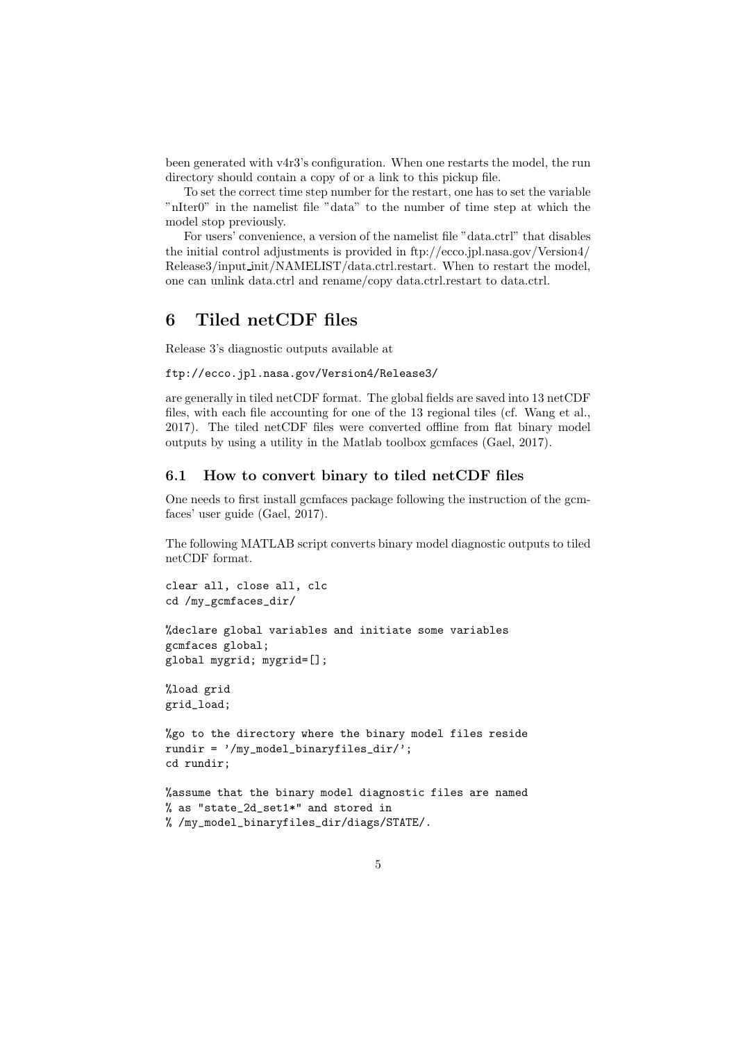been generated with v4r3's configuration. When one restarts the model, the run directory should contain a copy of or a link to this pickup file.

To set the correct time step number for the restart, one has to set the variable "nIter0" in the namelist file "data" to the number of time step at which the model stop previously.

For users' convenience, a version of the namelist file "data.ctrl" that disables the initial control adjustments is provided in ftp://ecco.jpl.nasa.gov/Version4/Release3/input_init/NAMELIST/data.ctrl.restart. When to restart the model, one can unlink data.ctrl and rename/copy data.ctrl.restart to data.ctrl.

# 6 Tiled netCDF files

Release 3's diagnostic outputs available at

`ftp://ecco.jpl.nasa.gov/Version4/Release3/`

are generally in tiled netCDF format. The global fields are saved into 13 netCDF files, with each file accounting for one of the 13 regional tiles (cf. Wang et al., 2017). The tiled netCDF files were converted offline from flat binary model outputs by using a utility in the Matlab toolbox gcmfaces (Gael, 2017).

## 6.1 How to convert binary to tiled netCDF files

One needs to first install gcmfaces package following the instruction of the gcmfaces' user guide (Gael, 2017).

The following MATLAB script converts binary model diagnostic outputs to tiled netCDF format.

```
clear all, close all, clc
cd /my_gcmfaces_dir/

%declare global variables and initiate some variables
gcmfaces global;
global mygrid; mygrid=[];

%load grid
grid_load;

%go to the directory where the binary model files reside
rundir = '/my_model_binaryfiles_dir/';
cd rundir;

%assume that the binary model diagnostic files are named
% as "state_2d_set1*" and stored in
% /my_model_binaryfiles_dir/diags/STATE/.
```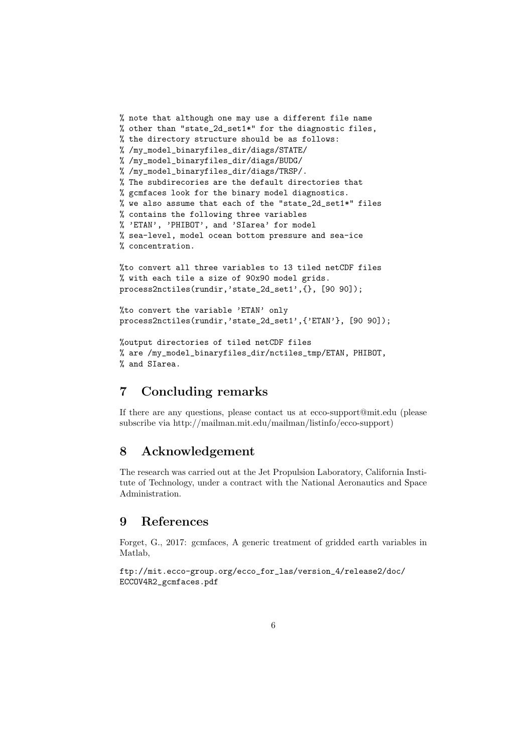```
% note that although one may use a different file name
% other than "state_2d_set1*" for the diagnostic files,
% the directory structure should be as follows:
% /my_model_binaryfiles_dir/diags/STATE/
% /my_model_binaryfiles_dir/diags/BUDG/
% /my_model_binaryfiles_dir/diags/TRSP/.
% The subdirecories are the default directories that
% gcmfaces look for the binary model diagnostics.
% we also assume that each of the "state_2d_set1*" files
% contains the following three variables
% 'ETAN', 'PHIBOT', and 'SIarea' for model
% sea-level, model ocean bottom pressure and sea-ice
% concentration.

%to convert all three variables to 13 tiled netCDF files
% with each tile a size of 90x90 model grids.
process2nctiles(rundir,'state_2d_set1',{}, [90 90]);

%to convert the variable 'ETAN' only
process2nctiles(rundir,'state_2d_set1',{'ETAN'}, [90 90]);

%output directories of tiled netCDF files
% are /my_model_binaryfiles_dir/nctiles_tmp/ETAN, PHIBOT,
% and SIarea.
```

## 7 Concluding remarks

If there are any questions, please contact us at ecco-support@mit.edu (please subscribe via http://mailman.mit.edu/mailman/listinfo/ecco-support)

## 8 Acknowledgement

The research was carried out at the Jet Propulsion Laboratory, California Institute of Technology, under a contract with the National Aeronautics and Space Administration.

## 9 References

Forget, G., 2017: gcmfaces, A generic treatment of gridded earth variables in Matlab,

ftp://mit.ecco-group.org/ecco_for_las/version_4/release2/doc/ECCOV4R2_gcmfaces.pdf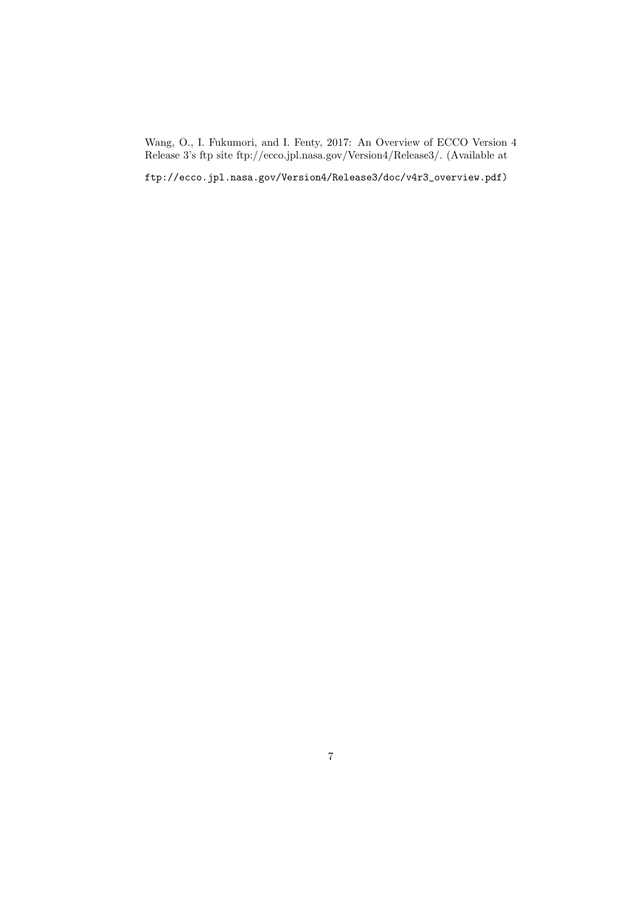Wang, O., I. Fukumori, and I. Fenty, 2017: An Overview of ECCO Version 4 Release 3's ftp site ftp://ecco.jpl.nasa.gov/Version4/Release3/. (Available at

ftp://ecco.jpl.nasa.gov/Version4/Release3/doc/v4r3_overview.pdf)